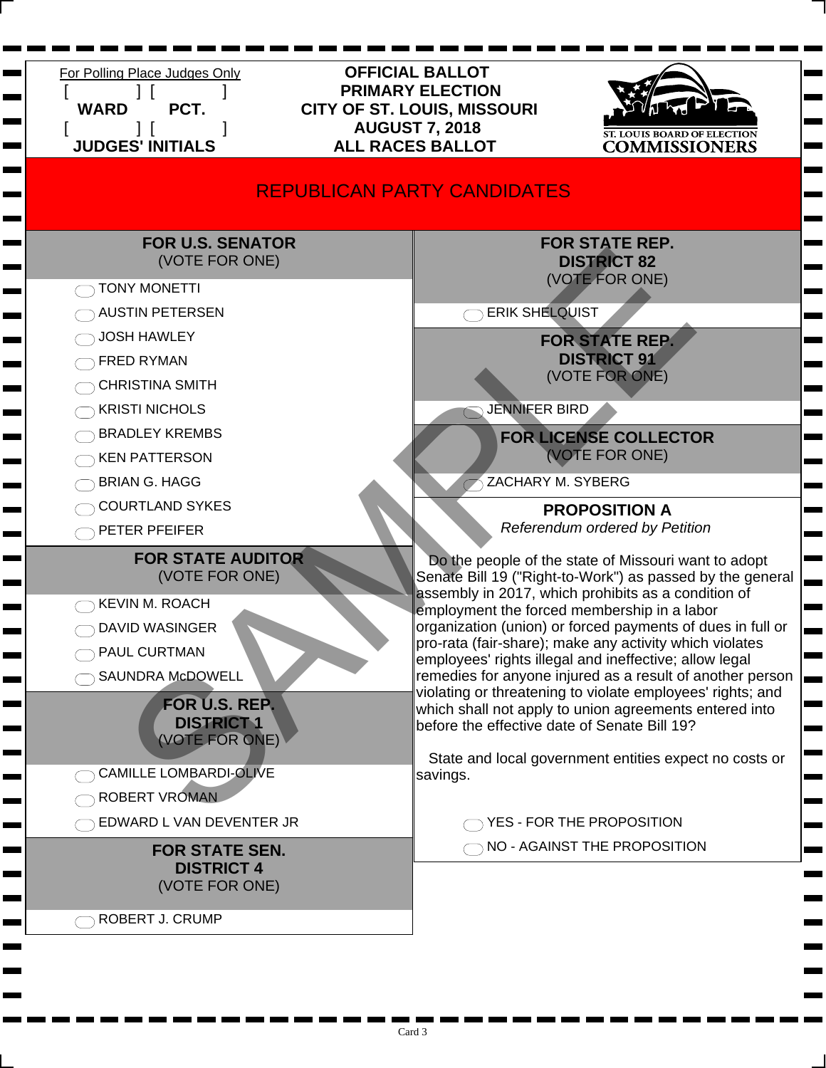For Polling Place Judges Only

[ ] [ ]
**WARD** **PCT.**
[ ] [ ]
**JUDGES' INITIALS**

**OFFICIAL BALLOT**
**PRIMARY ELECTION**
**CITY OF ST. LOUIS, MISSOURI**
**AUGUST 7, 2018**
**ALL RACES BALLOT**

ST. LOUIS BOARD OF ELECTION COMMISSIONERS

# REPUBLICAN PARTY CANDIDATES

SAMPLE

## FOR U.S. SENATOR
(VOTE FOR ONE)

- ◯ TONY MONETTI
- ◯ AUSTIN PETERSEN
- ◯ JOSH HAWLEY
- ◯ FRED RYMAN
- ◯ CHRISTINA SMITH
- ◯ KRISTI NICHOLS
- ◯ BRADLEY KREMBS
- ◯ KEN PATTERSON
- ◯ BRIAN G. HAGG
- ◯ COURTLAND SYKES
- ◯ PETER PFEIFER

## FOR STATE AUDITOR
(VOTE FOR ONE)

- ◯ KEVIN M. ROACH
- ◯ DAVID WASINGER
- ◯ PAUL CURTMAN
- ◯ SAUNDRA McDOWELL

## FOR U.S. REP. DISTRICT 1
(VOTE FOR ONE)

- ◯ CAMILLE LOMBARDI-OLIVE
- ◯ ROBERT VROMAN
- ◯ EDWARD L VAN DEVENTER JR

## FOR STATE SEN. DISTRICT 4
(VOTE FOR ONE)

- ◯ ROBERT J. CRUMP

## FOR STATE REP. DISTRICT 82
(VOTE FOR ONE)

- ◯ ERIK SHELQUIST

## FOR STATE REP. DISTRICT 91
(VOTE FOR ONE)

- ◯ JENNIFER BIRD

## FOR LICENSE COLLECTOR
(VOTE FOR ONE)

- ◯ ZACHARY M. SYBERG

## PROPOSITION A
*Referendum ordered by Petition*

Do the people of the state of Missouri want to adopt Senate Bill 19 ("Right-to-Work") as passed by the general assembly in 2017, which prohibits as a condition of employment the forced membership in a labor organization (union) or forced payments of dues in full or pro-rata (fair-share); make any activity which violates employees' rights illegal and ineffective; allow legal remedies for anyone injured as a result of another person violating or threatening to violate employees' rights; and which shall not apply to union agreements entered into before the effective date of Senate Bill 19?

State and local government entities expect no costs or savings.

- ◯ YES - FOR THE PROPOSITION
- ◯ NO - AGAINST THE PROPOSITION

Card 3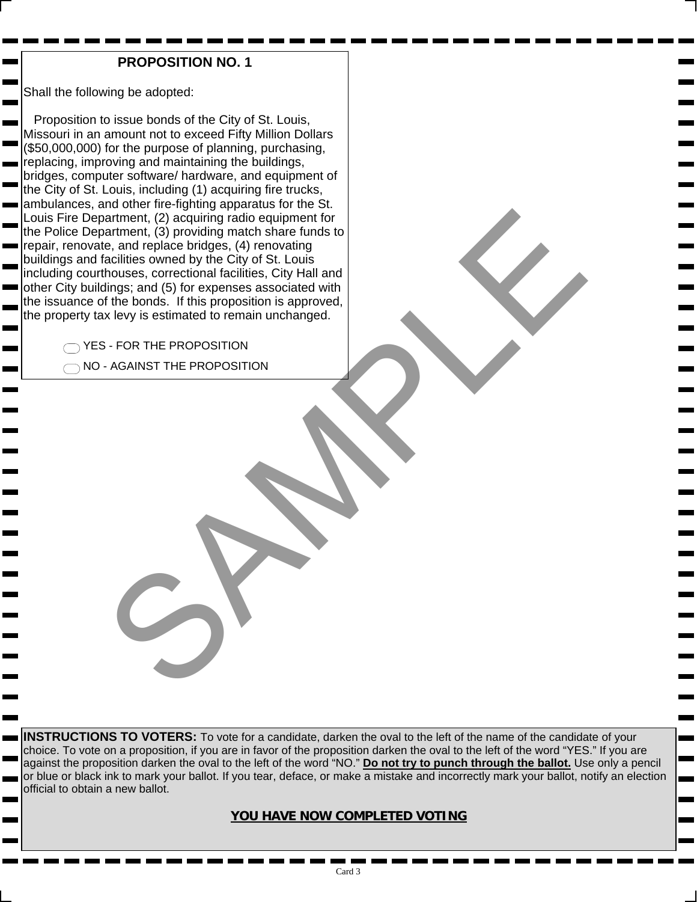## PROPOSITION NO. 1

Shall the following be adopted:

Proposition to issue bonds of the City of St. Louis, Missouri in an amount not to exceed Fifty Million Dollars ($50,000,000) for the purpose of planning, purchasing, replacing, improving and maintaining the buildings, bridges, computer software/ hardware, and equipment of the City of St. Louis, including (1) acquiring fire trucks, ambulances, and other fire-fighting apparatus for the St. Louis Fire Department, (2) acquiring radio equipment for the Police Department, (3) providing match share funds to repair, renovate, and replace bridges, (4) renovating buildings and facilities owned by the City of St. Louis including courthouses, correctional facilities, City Hall and other City buildings; and (5) for expenses associated with the issuance of the bonds. If this proposition is approved, the property tax levy is estimated to remain unchanged.

- YES - FOR THE PROPOSITION
- NO - AGAINST THE PROPOSITION

SAMPLE

**INSTRUCTIONS TO VOTERS:** To vote for a candidate, darken the oval to the left of the name of the candidate of your choice. To vote on a proposition, if you are in favor of the proposition darken the oval to the left of the word "YES." If you are against the proposition darken the oval to the left of the word "NO." **Do not try to punch through the ballot.** Use only a pencil or blue or black ink to mark your ballot. If you tear, deface, or make a mistake and incorrectly mark your ballot, notify an election official to obtain a new ballot.

**YOU HAVE NOW COMPLETED VOTING**

Card 3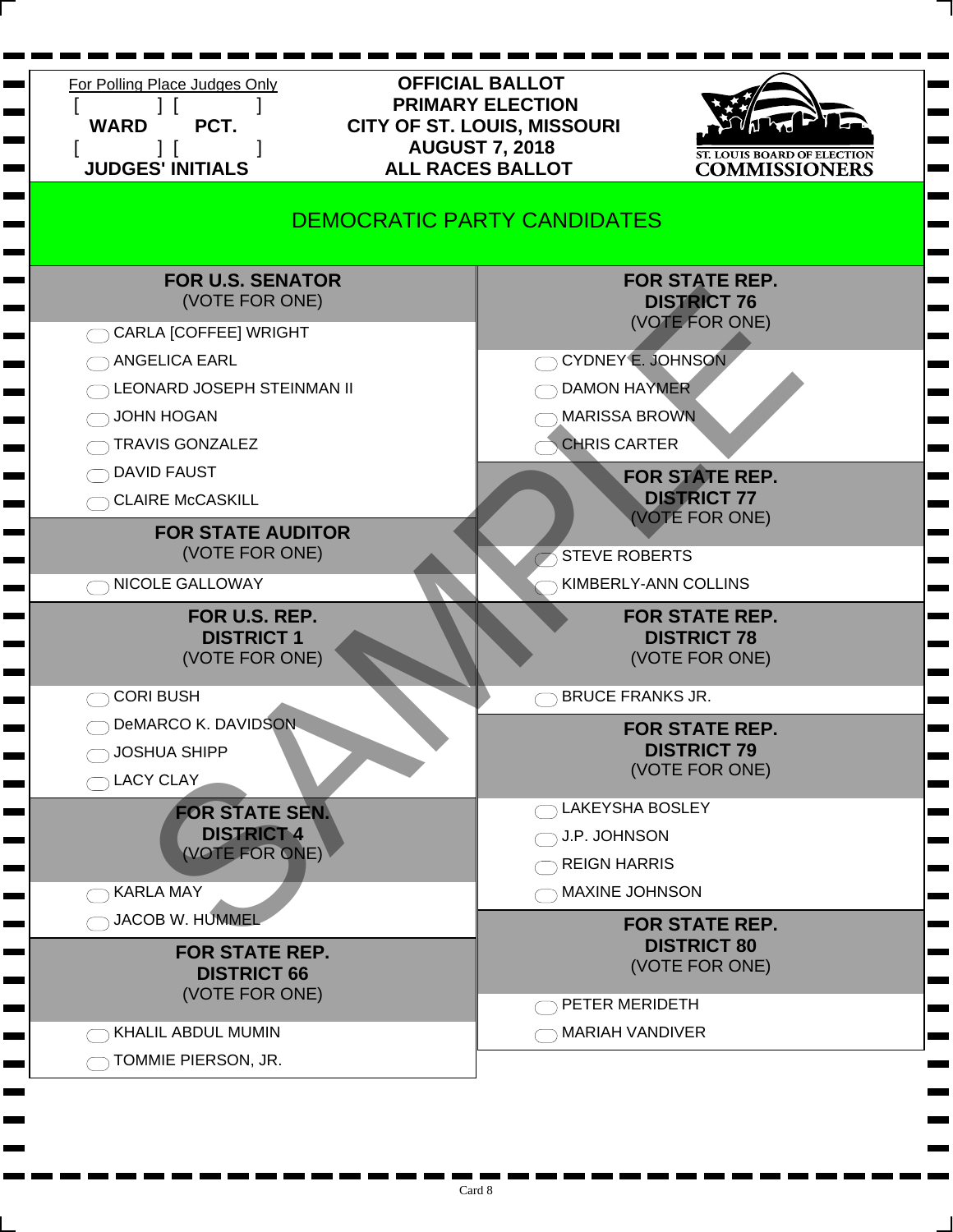For Polling Place Judges Only

[ ] [ ]
WARD PCT.
[ ] [ ]
JUDGES' INITIALS

**OFFICIAL BALLOT**
**PRIMARY ELECTION**
**CITY OF ST. LOUIS, MISSOURI**
**AUGUST 7, 2018**
**ALL RACES BALLOT**

ST. LOUIS BOARD OF ELECTION COMMISSIONERS

# DEMOCRATIC PARTY CANDIDATES

SAMPLE

## FOR U.S. SENATOR
(VOTE FOR ONE)

- CARLA [COFFEE] WRIGHT
- ANGELICA EARL
- LEONARD JOSEPH STEINMAN II
- JOHN HOGAN
- TRAVIS GONZALEZ
- DAVID FAUST
- CLAIRE McCASKILL

## FOR STATE AUDITOR
(VOTE FOR ONE)

- NICOLE GALLOWAY

## FOR U.S. REP. DISTRICT 1
(VOTE FOR ONE)

- CORI BUSH
- DeMARCO K. DAVIDSON
- JOSHUA SHIPP
- LACY CLAY

## FOR STATE SEN. DISTRICT 4
(VOTE FOR ONE)

- KARLA MAY
- JACOB W. HUMMEL

## FOR STATE REP. DISTRICT 66
(VOTE FOR ONE)

- KHALIL ABDUL MUMIN
- TOMMIE PIERSON, JR.

## FOR STATE REP. DISTRICT 76
(VOTE FOR ONE)

- CYDNEY E. JOHNSON
- DAMON HAYMER
- MARISSA BROWN
- CHRIS CARTER

## FOR STATE REP. DISTRICT 77
(VOTE FOR ONE)

- STEVE ROBERTS
- KIMBERLY-ANN COLLINS

## FOR STATE REP. DISTRICT 78
(VOTE FOR ONE)

- BRUCE FRANKS JR.

## FOR STATE REP. DISTRICT 79
(VOTE FOR ONE)

- LAKEYSHA BOSLEY
- J.P. JOHNSON
- REIGN HARRIS
- MAXINE JOHNSON

## FOR STATE REP. DISTRICT 80
(VOTE FOR ONE)

- PETER MERIDETH
- MARIAH VANDIVER

Card 8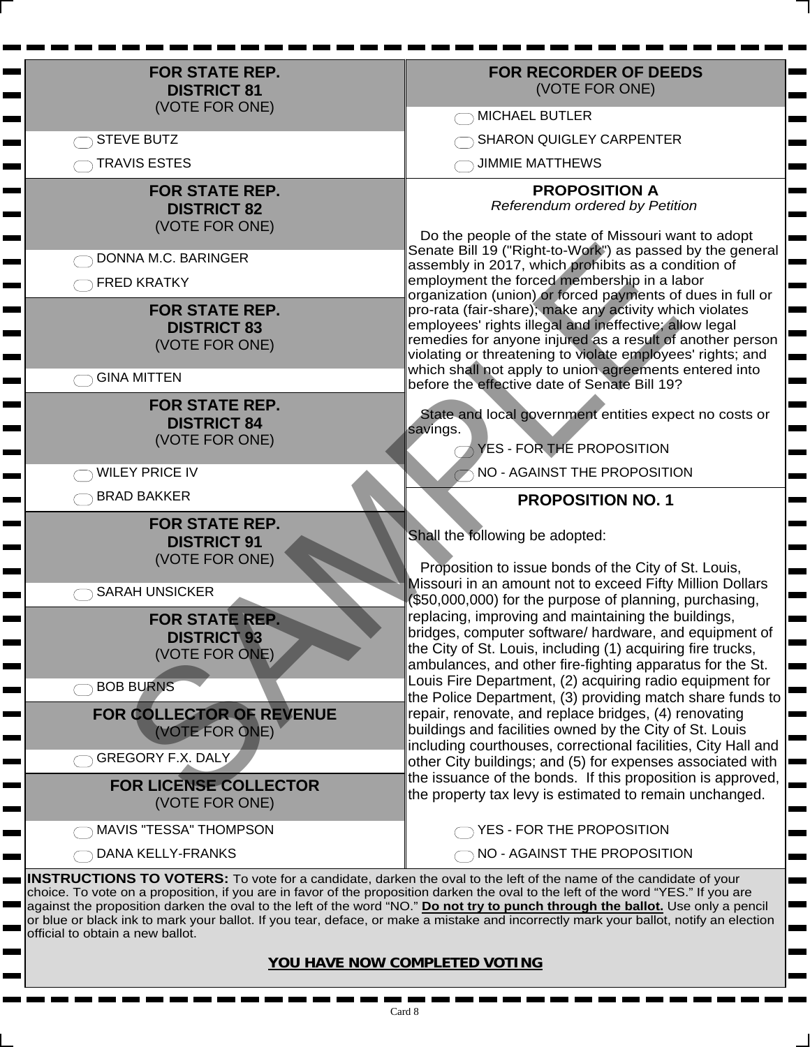## FOR STATE REP. DISTRICT 81
(VOTE FOR ONE)

- STEVE BUTZ
- TRAVIS ESTES

## FOR STATE REP. DISTRICT 82
(VOTE FOR ONE)

- DONNA M.C. BARINGER
- FRED KRATKY

## FOR STATE REP. DISTRICT 83
(VOTE FOR ONE)

- GINA MITTEN

## FOR STATE REP. DISTRICT 84
(VOTE FOR ONE)

- WILEY PRICE IV
- BRAD BAKKER

## FOR STATE REP. DISTRICT 91
(VOTE FOR ONE)

- SARAH UNSICKER

## FOR STATE REP. DISTRICT 93
(VOTE FOR ONE)

- BOB BURNS

## FOR COLLECTOR OF REVENUE
(VOTE FOR ONE)

- GREGORY F.X. DALY

## FOR LICENSE COLLECTOR
(VOTE FOR ONE)

- MAVIS "TESSA" THOMPSON
- DANA KELLY-FRANKS

## FOR RECORDER OF DEEDS
(VOTE FOR ONE)

- MICHAEL BUTLER
- SHARON QUIGLEY CARPENTER
- JIMMIE MATTHEWS

## PROPOSITION A
*Referendum ordered by Petition*

Do the people of the state of Missouri want to adopt Senate Bill 19 ("Right-to-Work") as passed by the general assembly in 2017, which prohibits as a condition of employment the forced membership in a labor organization (union) or forced payments of dues in full or pro-rata (fair-share); make any activity which violates employees' rights illegal and ineffective; allow legal remedies for anyone injured as a result of another person violating or threatening to violate employees' rights; and which shall not apply to union agreements entered into before the effective date of Senate Bill 19?

State and local government entities expect no costs or savings.

- YES - FOR THE PROPOSITION
- NO - AGAINST THE PROPOSITION

## PROPOSITION NO. 1

Shall the following be adopted:

Proposition to issue bonds of the City of St. Louis, Missouri in an amount not to exceed Fifty Million Dollars ($50,000,000) for the purpose of planning, purchasing, replacing, improving and maintaining the buildings, bridges, computer software/ hardware, and equipment of the City of St. Louis, including (1) acquiring fire trucks, ambulances, and other fire-fighting apparatus for the St. Louis Fire Department, (2) acquiring radio equipment for the Police Department, (3) providing match share funds to repair, renovate, and replace bridges, (4) renovating buildings and facilities owned by the City of St. Louis including courthouses, correctional facilities, City Hall and other City buildings; and (5) for expenses associated with the issuance of the bonds. If this proposition is approved, the property tax levy is estimated to remain unchanged.

- YES - FOR THE PROPOSITION
- NO - AGAINST THE PROPOSITION

**INSTRUCTIONS TO VOTERS:** To vote for a candidate, darken the oval to the left of the name of the candidate of your choice. To vote on a proposition, if you are in favor of the proposition darken the oval to the left of the word "YES." If you are against the proposition darken the oval to the left of the word "NO." **Do not try to punch through the ballot.** Use only a pencil or blue or black ink to mark your ballot. If you tear, deface, or make a mistake and incorrectly mark your ballot, notify an election official to obtain a new ballot.

**YOU HAVE NOW COMPLETED VOTING**

Card 8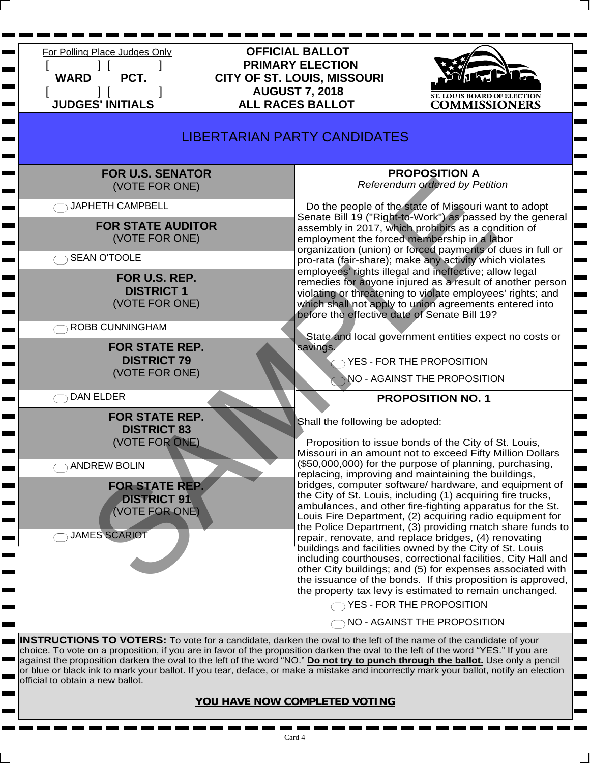For Polling Place Judges Only

[ ] [ ]
**WARD** **PCT.**
[ ] [ ]
**JUDGES' INITIALS**

**OFFICIAL BALLOT**
**PRIMARY ELECTION**
**CITY OF ST. LOUIS, MISSOURI**
**AUGUST 7, 2018**
**ALL RACES BALLOT**

ST. LOUIS BOARD OF ELECTION COMMISSIONERS

# LIBERTARIAN PARTY CANDIDATES

**FOR U.S. SENATOR**
(VOTE FOR ONE)

- ◯ JAPHETH CAMPBELL

**FOR STATE AUDITOR**
(VOTE FOR ONE)

- ◯ SEAN O'TOOLE

**FOR U.S. REP. DISTRICT 1**
(VOTE FOR ONE)

- ◯ ROBB CUNNINGHAM

**FOR STATE REP. DISTRICT 79**
(VOTE FOR ONE)

- ◯ DAN ELDER

**FOR STATE REP. DISTRICT 83**
(VOTE FOR ONE)

- ◯ ANDREW BOLIN

**FOR STATE REP. DISTRICT 91**
(VOTE FOR ONE)

- ◯ JAMES SCARIOT

**PROPOSITION A**
*Referendum ordered by Petition*

Do the people of the state of Missouri want to adopt Senate Bill 19 ("Right-to-Work") as passed by the general assembly in 2017, which prohibits as a condition of employment the forced membership in a labor organization (union) or forced payments of dues in full or pro-rata (fair-share); make any activity which violates employees' rights illegal and ineffective; allow legal remedies for anyone injured as a result of another person violating or threatening to violate employees' rights; and which shall not apply to union agreements entered into before the effective date of Senate Bill 19?

State and local government entities expect no costs or savings.

- ◯ YES - FOR THE PROPOSITION
- ◯ NO - AGAINST THE PROPOSITION

**PROPOSITION NO. 1**

Shall the following be adopted:

Proposition to issue bonds of the City of St. Louis, Missouri in an amount not to exceed Fifty Million Dollars ($50,000,000) for the purpose of planning, purchasing, replacing, improving and maintaining the buildings, bridges, computer software/ hardware, and equipment of the City of St. Louis, including (1) acquiring fire trucks, ambulances, and other fire-fighting apparatus for the St. Louis Fire Department, (2) acquiring radio equipment for the Police Department, (3) providing match share funds to repair, renovate, and replace bridges, (4) renovating buildings and facilities owned by the City of St. Louis including courthouses, correctional facilities, City Hall and other City buildings; and (5) for expenses associated with the issuance of the bonds. If this proposition is approved, the property tax levy is estimated to remain unchanged.

- ◯ YES - FOR THE PROPOSITION
- ◯ NO - AGAINST THE PROPOSITION

**INSTRUCTIONS TO VOTERS:** To vote for a candidate, darken the oval to the left of the name of the candidate of your choice. To vote on a proposition, if you are in favor of the proposition darken the oval to the left of the word "YES." If you are against the proposition darken the oval to the left of the word "NO." **Do not try to punch through the ballot.** Use only a pencil or blue or black ink to mark your ballot. If you tear, deface, or make a mistake and incorrectly mark your ballot, notify an election official to obtain a new ballot.

**YOU HAVE NOW COMPLETED VOTING**

Card 4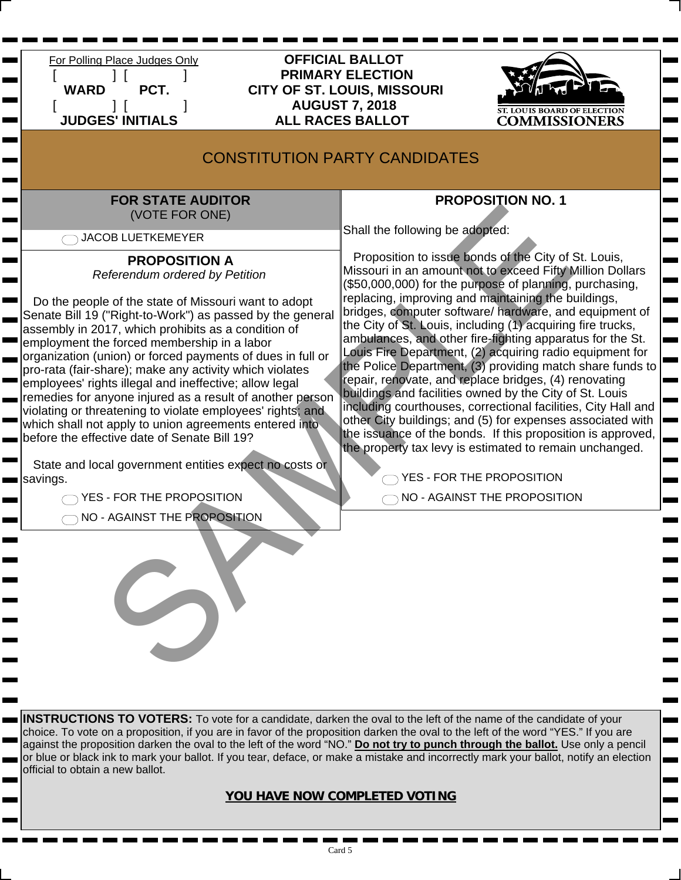For Polling Place Judges Only
[ ] [ ]
WARD PCT.
[ ] [ ]
JUDGES' INITIALS

**OFFICIAL BALLOT**
**PRIMARY ELECTION**
**CITY OF ST. LOUIS, MISSOURI**
**AUGUST 7, 2018**
**ALL RACES BALLOT**

ST. LOUIS BOARD OF ELECTION COMMISSIONERS

## CONSTITUTION PARTY CANDIDATES

### FOR STATE AUDITOR
(VOTE FOR ONE)

◯ JACOB LUETKEMEYER

### PROPOSITION A
*Referendum ordered by Petition*

Do the people of the state of Missouri want to adopt Senate Bill 19 ("Right-to-Work") as passed by the general assembly in 2017, which prohibits as a condition of employment the forced membership in a labor organization (union) or forced payments of dues in full or pro-rata (fair-share); make any activity which violates employees' rights illegal and ineffective; allow legal remedies for anyone injured as a result of another person violating or threatening to violate employees' rights; and which shall not apply to union agreements entered into before the effective date of Senate Bill 19?

State and local government entities expect no costs or savings.

◯ YES - FOR THE PROPOSITION

◯ NO - AGAINST THE PROPOSITION

### PROPOSITION NO. 1

Shall the following be adopted:

Proposition to issue bonds of the City of St. Louis, Missouri in an amount not to exceed Fifty Million Dollars ($50,000,000) for the purpose of planning, purchasing, replacing, improving and maintaining the buildings, bridges, computer software/ hardware, and equipment of the City of St. Louis, including (1) acquiring fire trucks, ambulances, and other fire-fighting apparatus for the St. Louis Fire Department, (2) acquiring radio equipment for the Police Department, (3) providing match share funds to repair, renovate, and replace bridges, (4) renovating buildings and facilities owned by the City of St. Louis including courthouses, correctional facilities, City Hall and other City buildings; and (5) for expenses associated with the issuance of the bonds. If this proposition is approved, the property tax levy is estimated to remain unchanged.

◯ YES - FOR THE PROPOSITION

◯ NO - AGAINST THE PROPOSITION

SAMPLE

**INSTRUCTIONS TO VOTERS:** To vote for a candidate, darken the oval to the left of the name of the candidate of your choice. To vote on a proposition, if you are in favor of the proposition darken the oval to the left of the word "YES." If you are against the proposition darken the oval to the left of the word "NO." **Do not try to punch through the ballot.** Use only a pencil or blue or black ink to mark your ballot. If you tear, deface, or make a mistake and incorrectly mark your ballot, notify an election official to obtain a new ballot.

**YOU HAVE NOW COMPLETED VOTING**

Card 5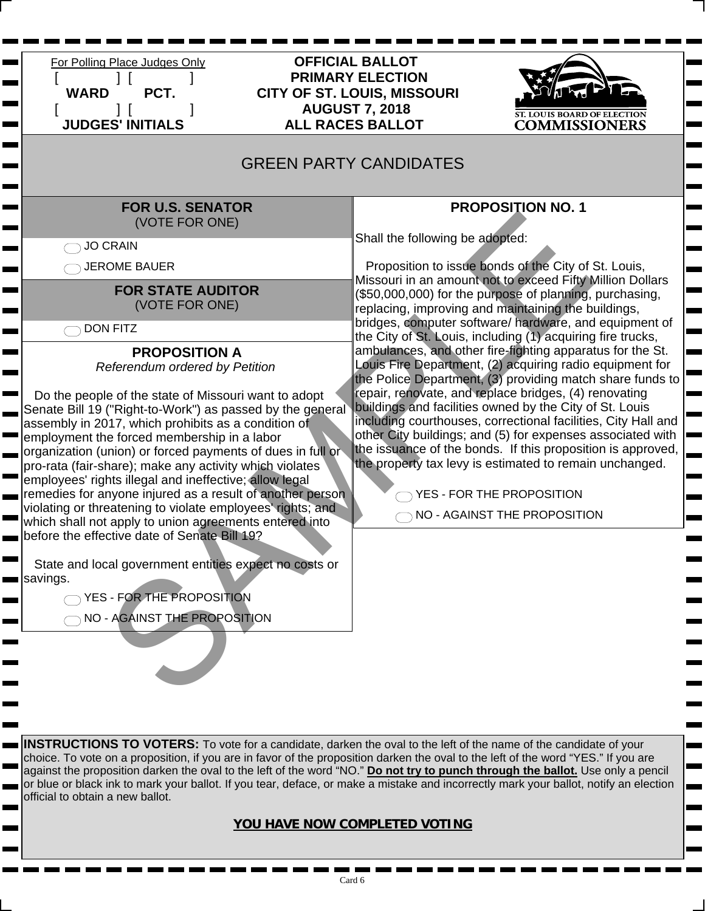For Polling Place Judges Only

[ ] [ ]
WARD PCT.
[ ] [ ]
JUDGES' INITIALS

**OFFICIAL BALLOT**
**PRIMARY ELECTION**
**CITY OF ST. LOUIS, MISSOURI**
**AUGUST 7, 2018**
**ALL RACES BALLOT**

ST. LOUIS BOARD OF ELECTION COMMISSIONERS

# GREEN PARTY CANDIDATES

## FOR U.S. SENATOR
(VOTE FOR ONE)

- ⬭ JO CRAIN
- ⬭ JEROME BAUER

## FOR STATE AUDITOR
(VOTE FOR ONE)

- ⬭ DON FITZ

## PROPOSITION A
*Referendum ordered by Petition*

Do the people of the state of Missouri want to adopt Senate Bill 19 ("Right-to-Work") as passed by the general assembly in 2017, which prohibits as a condition of employment the forced membership in a labor organization (union) or forced payments of dues in full or pro-rata (fair-share); make any activity which violates employees' rights illegal and ineffective; allow legal remedies for anyone injured as a result of another person violating or threatening to violate employees' rights; and which shall not apply to union agreements entered into before the effective date of Senate Bill 19?

State and local government entities expect no costs or savings.

- ⬭ YES - FOR THE PROPOSITION
- ⬭ NO - AGAINST THE PROPOSITION

## PROPOSITION NO. 1

Shall the following be adopted:

Proposition to issue bonds of the City of St. Louis, Missouri in an amount not to exceed Fifty Million Dollars ($50,000,000) for the purpose of planning, purchasing, replacing, improving and maintaining the buildings, bridges, computer software/ hardware, and equipment of the City of St. Louis, including (1) acquiring fire trucks, ambulances, and other fire-fighting apparatus for the St. Louis Fire Department, (2) acquiring radio equipment for the Police Department, (3) providing match share funds to repair, renovate, and replace bridges, (4) renovating buildings and facilities owned by the City of St. Louis including courthouses, correctional facilities, City Hall and other City buildings; and (5) for expenses associated with the issuance of the bonds. If this proposition is approved, the property tax levy is estimated to remain unchanged.

- ⬭ YES - FOR THE PROPOSITION
- ⬭ NO - AGAINST THE PROPOSITION

SAMPLE

**INSTRUCTIONS TO VOTERS:** To vote for a candidate, darken the oval to the left of the name of the candidate of your choice. To vote on a proposition, if you are in favor of the proposition darken the oval to the left of the word "YES." If you are against the proposition darken the oval to the left of the word "NO." **Do not try to punch through the ballot.** Use only a pencil or blue or black ink to mark your ballot. If you tear, deface, or make a mistake and incorrectly mark your ballot, notify an election official to obtain a new ballot.

**YOU HAVE NOW COMPLETED VOTING**

Card 6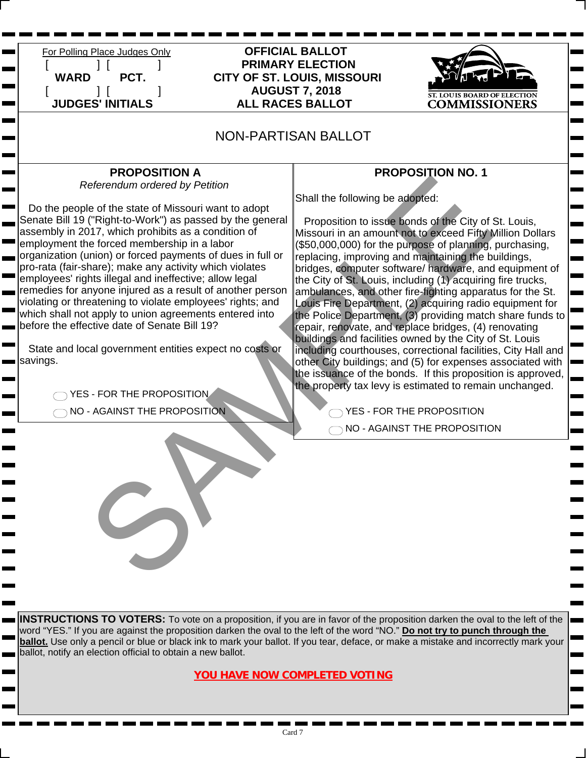For Polling Place Judges Only

[ ] [ ]
**WARD** **PCT.**
[ ] [ ]
**JUDGES' INITIALS**

**OFFICIAL BALLOT**
**PRIMARY ELECTION**
**CITY OF ST. LOUIS, MISSOURI**
**AUGUST 7, 2018**
**ALL RACES BALLOT**

ST. LOUIS BOARD OF ELECTION COMMISSIONERS

NON-PARTISAN BALLOT

SAMPLE

## PROPOSITION A

*Referendum ordered by Petition*

Do the people of the state of Missouri want to adopt Senate Bill 19 ("Right-to-Work") as passed by the general assembly in 2017, which prohibits as a condition of employment the forced membership in a labor organization (union) or forced payments of dues in full or pro-rata (fair-share); make any activity which violates employees' rights illegal and ineffective; allow legal remedies for anyone injured as a result of another person violating or threatening to violate employees' rights; and which shall not apply to union agreements entered into before the effective date of Senate Bill 19?

State and local government entities expect no costs or savings.

◯ YES - FOR THE PROPOSITION

◯ NO - AGAINST THE PROPOSITION

## PROPOSITION NO. 1

Shall the following be adopted:

Proposition to issue bonds of the City of St. Louis, Missouri in an amount not to exceed Fifty Million Dollars ($50,000,000) for the purpose of planning, purchasing, replacing, improving and maintaining the buildings, bridges, computer software/ hardware, and equipment of the City of St. Louis, including (1) acquiring fire trucks, ambulances, and other fire-fighting apparatus for the St. Louis Fire Department, (2) acquiring radio equipment for the Police Department, (3) providing match share funds to repair, renovate, and replace bridges, (4) renovating buildings and facilities owned by the City of St. Louis including courthouses, correctional facilities, City Hall and other City buildings; and (5) for expenses associated with the issuance of the bonds. If this proposition is approved, the property tax levy is estimated to remain unchanged.

◯ YES - FOR THE PROPOSITION

◯ NO - AGAINST THE PROPOSITION

**INSTRUCTIONS TO VOTERS:** To vote on a proposition, if you are in favor of the proposition darken the oval to the left of the word "YES." If you are against the proposition darken the oval to the left of the word "NO." **Do not try to punch through the ballot.** Use only a pencil or blue or black ink to mark your ballot. If you tear, deface, or make a mistake and incorrectly mark your ballot, notify an election official to obtain a new ballot.

**YOU HAVE NOW COMPLETED VOTING**

Card 7